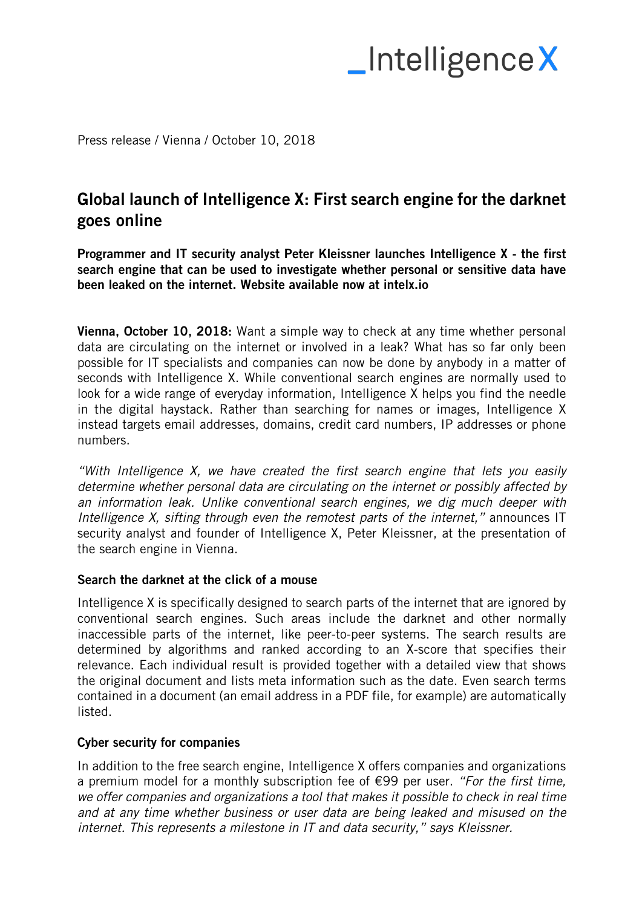_Intelligence X

Press release / Vienna / October 10, 2018

# Global launch of Intelligence X: First search engine for the darknet goes online

**Programmer and IT security analyst Peter Kleissner launches Intelligence X - the first search engine that can be used to investigate whether personal or sensitive data have been leaked on the internet. Website available now at intelx.io**

**Vienna, October 10, 2018:** Want a simple way to check at any time whether personal data are circulating on the internet or involved in a leak? What has so far only been possible for IT specialists and companies can now be done by anybody in a matter of seconds with Intelligence X. While conventional search engines are normally used to look for a wide range of everyday information, Intelligence X helps you find the needle in the digital haystack. Rather than searching for names or images, Intelligence X instead targets email addresses, domains, credit card numbers, IP addresses or phone numbers.

*"With Intelligence X, we have created the first search engine that lets you easily determine whether personal data are circulating on the internet or possibly affected by an information leak. Unlike conventional search engines, we dig much deeper with Intelligence X, sifting through even the remotest parts of the internet,"* announces IT security analyst and founder of Intelligence X, Peter Kleissner, at the presentation of the search engine in Vienna.

### Search the darknet at the click of a mouse

Intelligence X is specifically designed to search parts of the internet that are ignored by conventional search engines. Such areas include the darknet and other normally inaccessible parts of the internet, like peer-to-peer systems. The search results are determined by algorithms and ranked according to an X-score that specifies their relevance. Each individual result is provided together with a detailed view that shows the original document and lists meta information such as the date. Even search terms contained in a document (an email address in a PDF file, for example) are automatically listed.

### Cyber security for companies

In addition to the free search engine, Intelligence X offers companies and organizations a premium model for a monthly subscription fee of €99 per user. *"For the first time, we offer companies and organizations a tool that makes it possible to check in real time and at any time whether business or user data are being leaked and misused on the internet. This represents a milestone in IT and data security," says Kleissner.*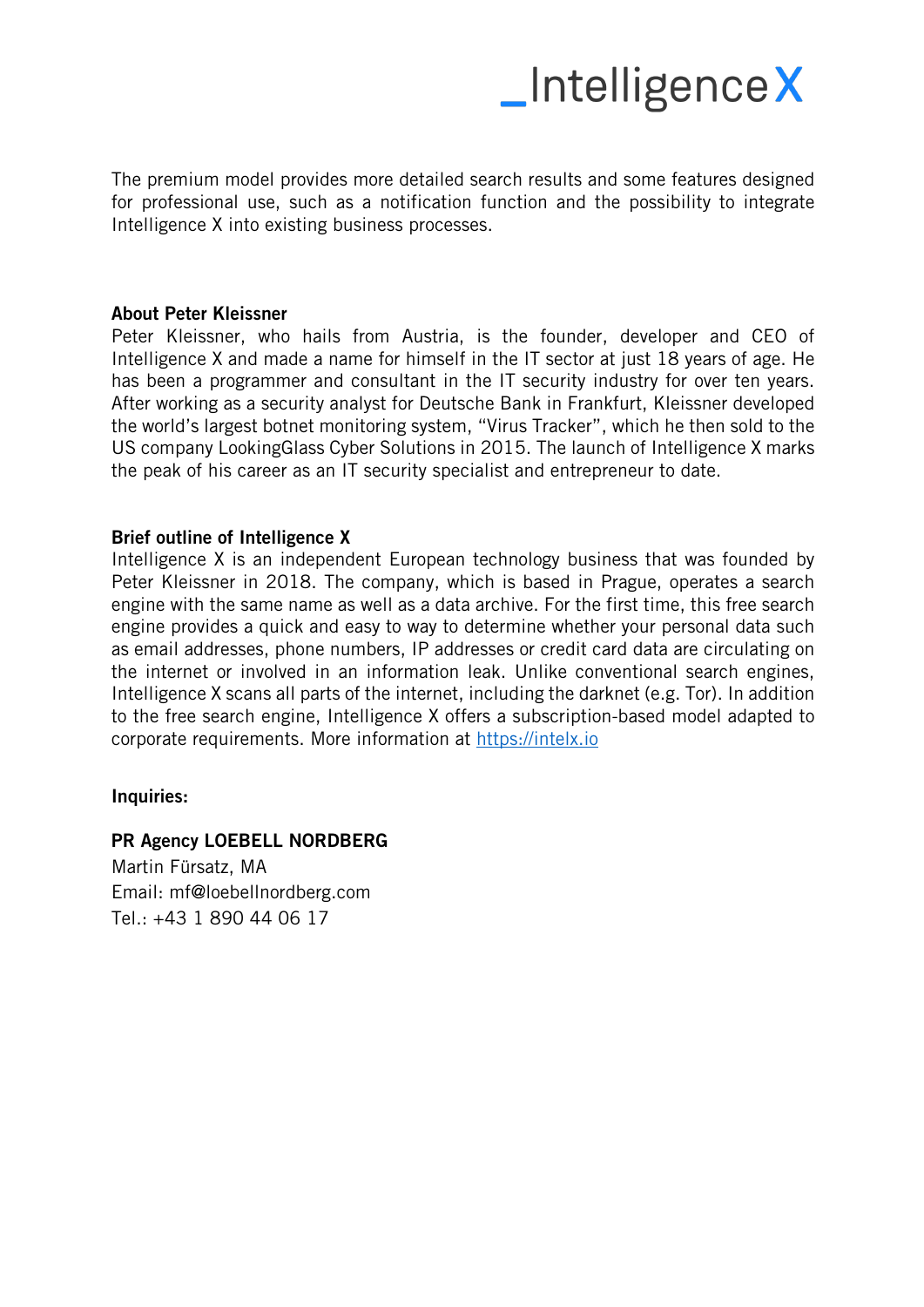The premium model provides more detailed search results and some features designed for professional use, such as a notification function and the possibility to integrate Intelligence X into existing business processes.

**About Peter Kleissner**

Peter Kleissner, who hails from Austria, is the founder, developer and CEO of Intelligence X and made a name for himself in the IT sector at just 18 years of age. He has been a programmer and consultant in the IT security industry for over ten years. After working as a security analyst for Deutsche Bank in Frankfurt, Kleissner developed the world's largest botnet monitoring system, "Virus Tracker", which he then sold to the US company LookingGlass Cyber Solutions in 2015. The launch of Intelligence X marks the peak of his career as an IT security specialist and entrepreneur to date.

**Brief outline of Intelligence X**

Intelligence X is an independent European technology business that was founded by Peter Kleissner in 2018. The company, which is based in Prague, operates a search engine with the same name as well as a data archive. For the first time, this free search engine provides a quick and easy to way to determine whether your personal data such as email addresses, phone numbers, IP addresses or credit card data are circulating on the internet or involved in an information leak. Unlike conventional search engines, Intelligence X scans all parts of the internet, including the darknet (e.g. Tor). In addition to the free search engine, Intelligence X offers a subscription-based model adapted to corporate requirements. More information at [https://intelx.io](https://intelx.io)

**Inquiries:**

**PR Agency LOEBELL NORDBERG**
Martin Fürsatz, MA
Email: mf@loebellnordberg.com
Tel.: +43 1 890 44 06 17